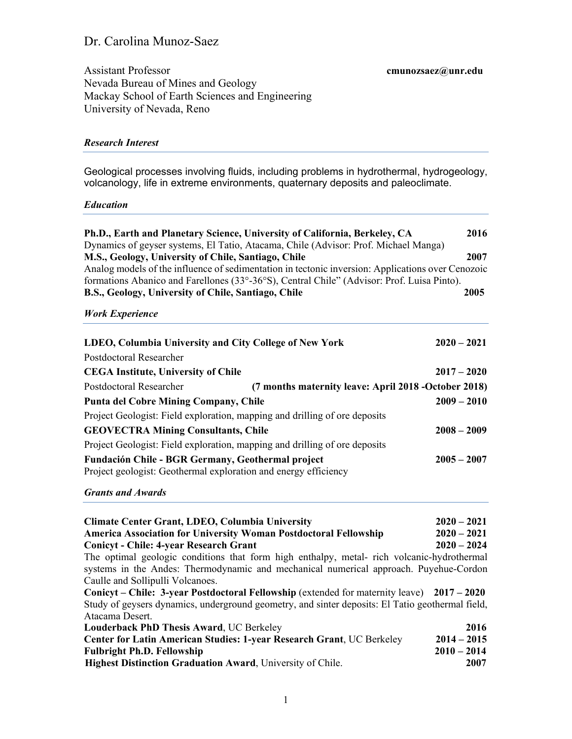# Dr. Carolina Munoz-Saez

Assistant Professor **cmunozsaez@unr.edu**
Nevada Bureau of Mines and Geology
Mackay School of Earth Sciences and Engineering
University of Nevada, Reno

## *Research Interest*

Geological processes involving fluids, including problems in hydrothermal, hydrogeology, volcanology, life in extreme environments, quaternary deposits and paleoclimate.

## *Education*

**Ph.D., Earth and Planetary Science, University of California, Berkeley, CA** **2016**
Dynamics of geyser systems, El Tatio, Atacama, Chile (Advisor: Prof. Michael Manga)

**M.S., Geology, University of Chile, Santiago, Chile** **2007**
Analog models of the influence of sedimentation in tectonic inversion: Applications over Cenozoic formations Abanico and Farellones (33°-36°S), Central Chile" (Advisor: Prof. Luisa Pinto).

**B.S., Geology, University of Chile, Santiago, Chile** **2005**

## *Work Experience*

**LDEO, Columbia University and City College of New York** **2020 – 2021**
Postdoctoral Researcher

**CEGA Institute, University of Chile** **2017 – 2020**
Postdoctoral Researcher **(7 months maternity leave: April 2018 -October 2018)**

**Punta del Cobre Mining Company, Chile** **2009 – 2010**
Project Geologist: Field exploration, mapping and drilling of ore deposits

**GEOVECTRA Mining Consultants, Chile** **2008 – 2009**
Project Geologist: Field exploration, mapping and drilling of ore deposits

**Fundación Chile - BGR Germany, Geothermal project** **2005 – 2007**
Project geologist: Geothermal exploration and energy efficiency

## *Grants and Awards*

**Climate Center Grant, LDEO, Columbia University** **2020 – 2021**

**America Association for University Woman Postdoctoral Fellowship** **2020 – 2021**

**Conicyt - Chile: 4-year Research Grant** **2020 – 2024**
The optimal geologic conditions that form high enthalpy, metal- rich volcanic-hydrothermal systems in the Andes: Thermodynamic and mechanical numerical approach. Puyehue-Cordon Caulle and Sollipulli Volcanoes.

**Conicyt – Chile: 3-year Postdoctoral Fellowship** (extended for maternity leave) **2017 – 2020**
Study of geysers dynamics, underground geometry, and sinter deposits: El Tatio geothermal field, Atacama Desert.

**Louderback PhD Thesis Award**, UC Berkeley **2016**

**Center for Latin American Studies: 1-year Research Grant**, UC Berkeley **2014 – 2015**

**Fulbright Ph.D. Fellowship** **2010 – 2014**

**Highest Distinction Graduation Award**, University of Chile. **2007**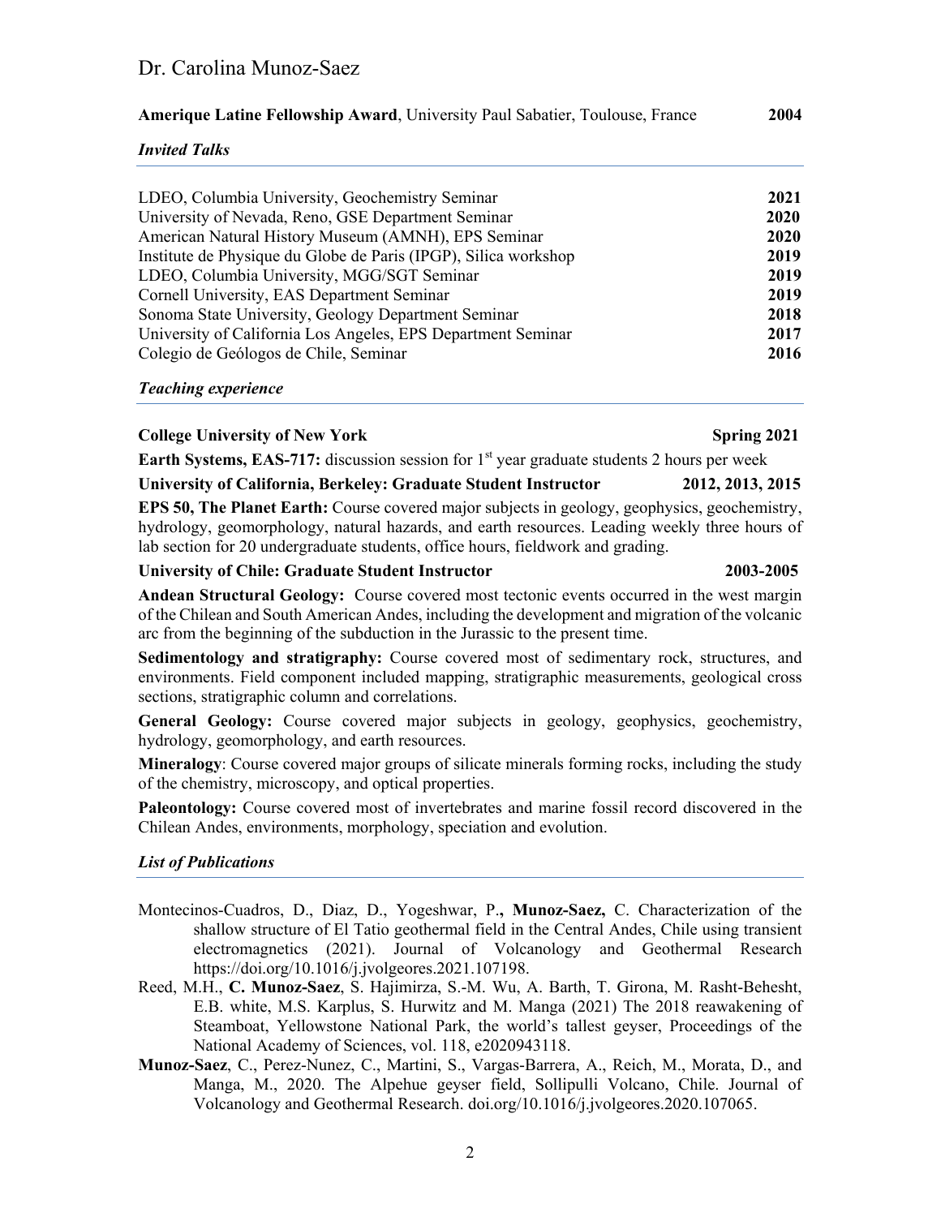**Amerique Latine Fellowship Award**, University Paul Sabatier, Toulouse, France **2004**

### *Invited Talks*

| | |
|---|---|
| LDEO, Columbia University, Geochemistry Seminar | **2021** |
| University of Nevada, Reno, GSE Department Seminar | **2020** |
| American Natural History Museum (AMNH), EPS Seminar | **2020** |
| Institute de Physique du Globe de Paris (IPGP), Silica workshop | **2019** |
| LDEO, Columbia University, MGG/SGT Seminar | **2019** |
| Cornell University, EAS Department Seminar | **2019** |
| Sonoma State University, Geology Department Seminar | **2018** |
| University of California Los Angeles, EPS Department Seminar | **2017** |
| Colegio de Geólogos de Chile, Seminar | **2016** |

### *Teaching experience*

**College University of New York** **Spring 2021**

**Earth Systems, EAS-717:** discussion session for 1st year graduate students 2 hours per week

**University of California, Berkeley: Graduate Student Instructor** **2012, 2013, 2015**

**EPS 50, The Planet Earth:** Course covered major subjects in geology, geophysics, geochemistry, hydrology, geomorphology, natural hazards, and earth resources. Leading weekly three hours of lab section for 20 undergraduate students, office hours, fieldwork and grading.

**University of Chile: Graduate Student Instructor** **2003-2005**

**Andean Structural Geology:** Course covered most tectonic events occurred in the west margin of the Chilean and South American Andes, including the development and migration of the volcanic arc from the beginning of the subduction in the Jurassic to the present time.

**Sedimentology and stratigraphy:** Course covered most of sedimentary rock, structures, and environments. Field component included mapping, stratigraphic measurements, geological cross sections, stratigraphic column and correlations.

**General Geology:** Course covered major subjects in geology, geophysics, geochemistry, hydrology, geomorphology, and earth resources.

**Mineralogy**: Course covered major groups of silicate minerals forming rocks, including the study of the chemistry, microscopy, and optical properties.

**Paleontology:** Course covered most of invertebrates and marine fossil record discovered in the Chilean Andes, environments, morphology, speciation and evolution.

### *List of Publications*

Montecinos-Cuadros, D., Diaz, D., Yogeshwar, P.**, Munoz-Saez,** C. Characterization of the shallow structure of El Tatio geothermal field in the Central Andes, Chile using transient electromagnetics (2021). Journal of Volcanology and Geothermal Research https://doi.org/10.1016/j.jvolgeores.2021.107198.

Reed, M.H., **C. Munoz-Saez**, S. Hajimirza, S.-M. Wu, A. Barth, T. Girona, M. Rasht-Behesht, E.B. white, M.S. Karplus, S. Hurwitz and M. Manga (2021) The 2018 reawakening of Steamboat, Yellowstone National Park, the world's tallest geyser, Proceedings of the National Academy of Sciences, vol. 118, e2020943118.

**Munoz-Saez**, C., Perez-Nunez, C., Martini, S., Vargas-Barrera, A., Reich, M., Morata, D., and Manga, M., 2020. The Alpehue geyser field, Sollipulli Volcano, Chile. Journal of Volcanology and Geothermal Research. doi.org/10.1016/j.jvolgeores.2020.107065.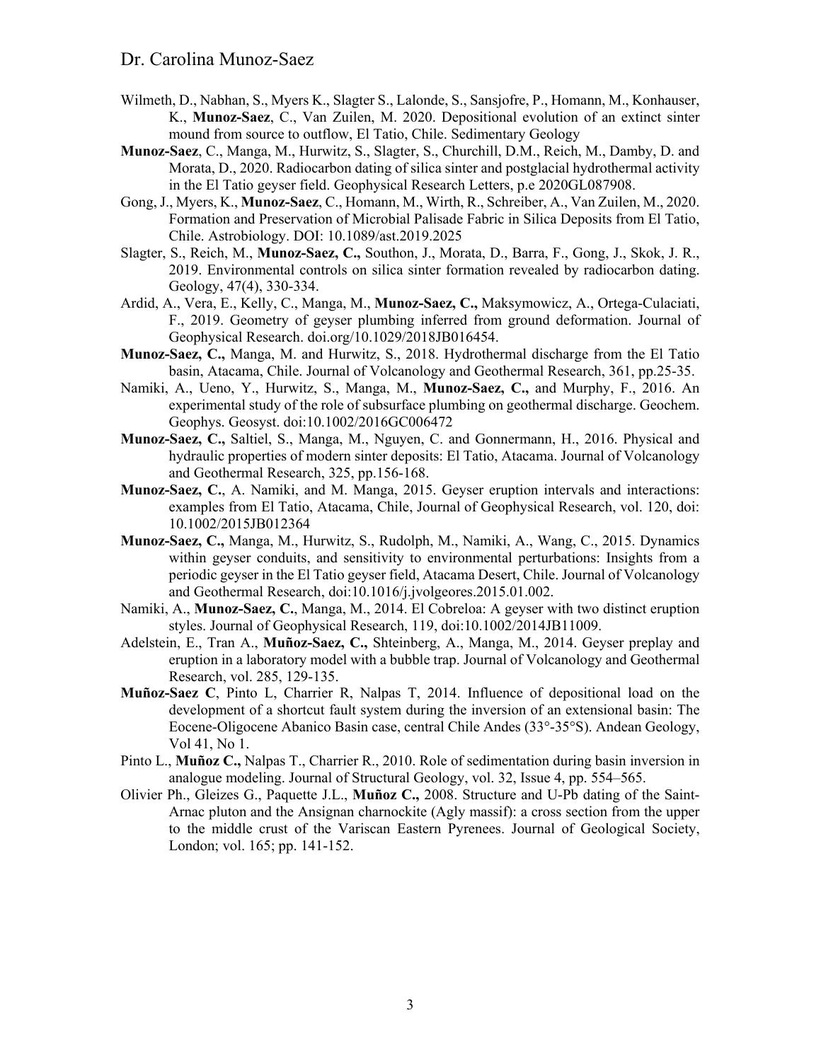Wilmeth, D., Nabhan, S., Myers K., Slagter S., Lalonde, S., Sansjofre, P., Homann, M., Konhauser, K., **Munoz-Saez**, C., Van Zuilen, M. 2020. Depositional evolution of an extinct sinter mound from source to outflow, El Tatio, Chile. Sedimentary Geology

**Munoz-Saez**, C., Manga, M., Hurwitz, S., Slagter, S., Churchill, D.M., Reich, M., Damby, D. and Morata, D., 2020. Radiocarbon dating of silica sinter and postglacial hydrothermal activity in the El Tatio geyser field. Geophysical Research Letters, p.e 2020GL087908.

Gong, J., Myers, K., **Munoz-Saez**, C., Homann, M., Wirth, R., Schreiber, A., Van Zuilen, M., 2020. Formation and Preservation of Microbial Palisade Fabric in Silica Deposits from El Tatio, Chile. Astrobiology. DOI: 10.1089/ast.2019.2025

Slagter, S., Reich, M., **Munoz-Saez, C.,** Southon, J., Morata, D., Barra, F., Gong, J., Skok, J. R., 2019. Environmental controls on silica sinter formation revealed by radiocarbon dating. Geology, 47(4), 330-334.

Ardid, A., Vera, E., Kelly, C., Manga, M., **Munoz-Saez, C.,** Maksymowicz, A., Ortega-Culaciati, F., 2019. Geometry of geyser plumbing inferred from ground deformation. Journal of Geophysical Research. doi.org/10.1029/2018JB016454.

**Munoz-Saez, C.,** Manga, M. and Hurwitz, S., 2018. Hydrothermal discharge from the El Tatio basin, Atacama, Chile. Journal of Volcanology and Geothermal Research, 361, pp.25-35.

Namiki, A., Ueno, Y., Hurwitz, S., Manga, M., **Munoz-Saez, C.,** and Murphy, F., 2016. An experimental study of the role of subsurface plumbing on geothermal discharge. Geochem. Geophys. Geosyst. doi:10.1002/2016GC006472

**Munoz-Saez, C.,** Saltiel, S., Manga, M., Nguyen, C. and Gonnermann, H., 2016. Physical and hydraulic properties of modern sinter deposits: El Tatio, Atacama. Journal of Volcanology and Geothermal Research, 325, pp.156-168.

**Munoz-Saez, C.**, A. Namiki, and M. Manga, 2015. Geyser eruption intervals and interactions: examples from El Tatio, Atacama, Chile, Journal of Geophysical Research, vol. 120, doi: 10.1002/2015JB012364

**Munoz-Saez, C.,** Manga, M., Hurwitz, S., Rudolph, M., Namiki, A., Wang, C., 2015. Dynamics within geyser conduits, and sensitivity to environmental perturbations: Insights from a periodic geyser in the El Tatio geyser field, Atacama Desert, Chile. Journal of Volcanology and Geothermal Research, doi:10.1016/j.jvolgeores.2015.01.002.

Namiki, A., **Munoz-Saez, C.**, Manga, M., 2014. El Cobreloa: A geyser with two distinct eruption styles. Journal of Geophysical Research, 119, doi:10.1002/2014JB11009.

Adelstein, E., Tran A., **Muñoz-Saez, C.,** Shteinberg, A., Manga, M., 2014. Geyser preplay and eruption in a laboratory model with a bubble trap. Journal of Volcanology and Geothermal Research, vol. 285, 129-135.

**Muñoz-Saez C**, Pinto L, Charrier R, Nalpas T, 2014. Influence of depositional load on the development of a shortcut fault system during the inversion of an extensional basin: The Eocene-Oligocene Abanico Basin case, central Chile Andes (33°-35°S). Andean Geology, Vol 41, No 1.

Pinto L., **Muñoz C.,** Nalpas T., Charrier R., 2010. Role of sedimentation during basin inversion in analogue modeling. Journal of Structural Geology, vol. 32, Issue 4, pp. 554–565.

Olivier Ph., Gleizes G., Paquette J.L., **Muñoz C.,** 2008. Structure and U-Pb dating of the Saint-Arnac pluton and the Ansignan charnockite (Agly massif): a cross section from the upper to the middle crust of the Variscan Eastern Pyrenees. Journal of Geological Society, London; vol. 165; pp. 141-152.